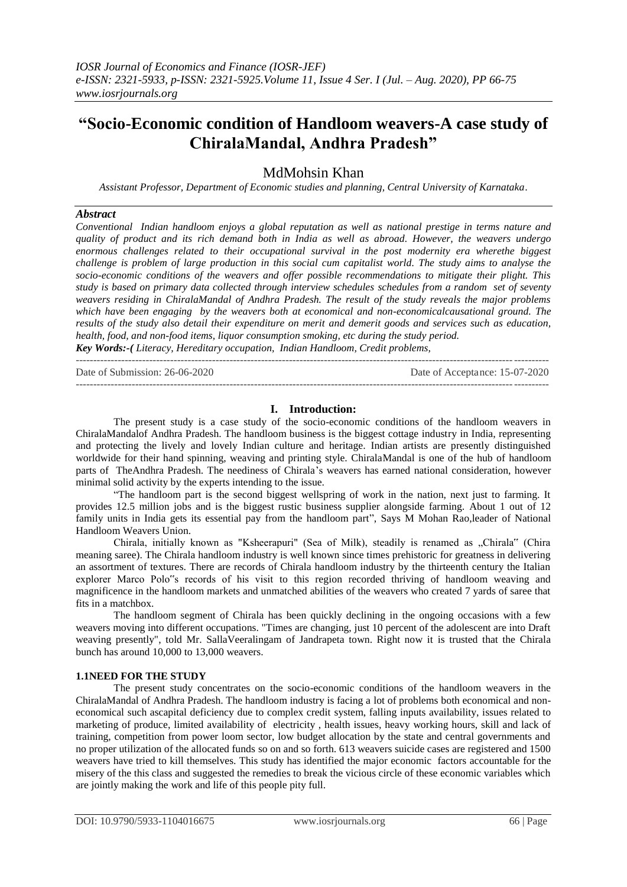# "Socio-Economic condition of Handloom weavers-A case study of ChiralaMandal, Andhra Pradesh"

## MdMohsin Khan

*Assistant Professor, Department of Economic studies and planning, Central University of Karnataka.*

### *Abstract*

*Conventional Indian handloom enjoys a global reputation as well as national prestige in terms nature and quality of product and its rich demand both in India as well as abroad. However, the weavers undergo enormous challenges related to their occupational survival in the post modernity era wherethe biggest challenge is problem of large production in this social cum capitalist world. The study aims to analyse the socio-economic conditions of the weavers and offer possible recommendations to mitigate their plight. This study is based on primary data collected through interview schedules schedules from a random set of seventy weavers residing in ChiralaMandal of Andhra Pradesh. The result of the study reveals the major problems which have been engaging by the weavers both at economical and non-economicalcausational ground. The results of the study also detail their expenditure on merit and demerit goods and services such as education, health, food, and non-food items, liquor consumption smoking, etc during the study period.*

***Key Words:-(*** *Literacy, Hereditary occupation, Indian Handloom, Credit problems,*

---

Date of Submission: 26-06-2020 Date of Acceptance: 15-07-2020

---

## I. Introduction:

The present study is a case study of the socio-economic conditions of the handloom weavers in ChiralaMandalof Andhra Pradesh. The handloom business is the biggest cottage industry in India, representing and protecting the lively and lovely Indian culture and heritage. Indian artists are presently distinguished worldwide for their hand spinning, weaving and printing style. ChiralaMandal is one of the hub of handloom parts of TheAndhra Pradesh. The neediness of Chirala's weavers has earned national consideration, however minimal solid activity by the experts intending to the issue.

"The handloom part is the second biggest wellspring of work in the nation, next just to farming. It provides 12.5 million jobs and is the biggest rustic business supplier alongside farming. About 1 out of 12 family units in India gets its essential pay from the handloom part", Says M Mohan Rao,leader of National Handloom Weavers Union.

Chirala, initially known as "Ksheerapuri" (Sea of Milk), steadily is renamed as „Chirala" (Chira meaning saree). The Chirala handloom industry is well known since times prehistoric for greatness in delivering an assortment of textures. There are records of Chirala handloom industry by the thirteenth century the Italian explorer Marco Polo"s records of his visit to this region recorded thriving of handloom weaving and magnificence in the handloom markets and unmatched abilities of the weavers who created 7 yards of saree that fits in a matchbox.

The handloom segment of Chirala has been quickly declining in the ongoing occasions with a few weavers moving into different occupations. "Times are changing, just 10 percent of the adolescent are into Draft weaving presently", told Mr. SallaVeeralingam of Jandrapeta town. Right now it is trusted that the Chirala bunch has around 10,000 to 13,000 weavers.

### 1.1NEED FOR THE STUDY

The present study concentrates on the socio-economic conditions of the handloom weavers in the ChiralaMandal of Andhra Pradesh. The handloom industry is facing a lot of problems both economical and non-economical such ascapital deficiency due to complex credit system, falling inputs availability, issues related to marketing of produce, limited availability of electricity , health issues, heavy working hours, skill and lack of training, competition from power loom sector, low budget allocation by the state and central governments and no proper utilization of the allocated funds so on and so forth. 613 weavers suicide cases are registered and 1500 weavers have tried to kill themselves. This study has identified the major economic factors accountable for the misery of the this class and suggested the remedies to break the vicious circle of these economic variables which are jointly making the work and life of this people pity full.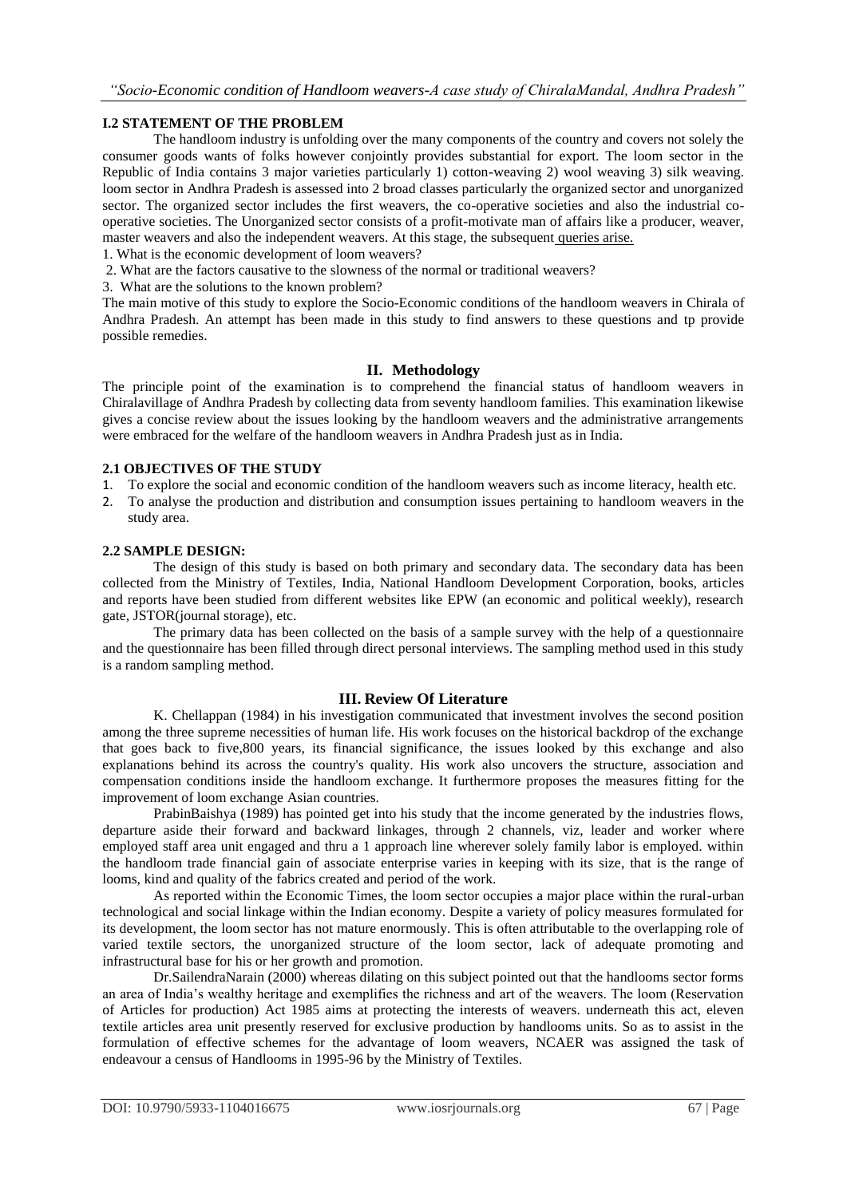### I.2 STATEMENT OF THE PROBLEM

The handloom industry is unfolding over the many components of the country and covers not solely the consumer goods wants of folks however conjointly provides substantial for export. The loom sector in the Republic of India contains 3 major varieties particularly 1) cotton-weaving 2) wool weaving 3) silk weaving. loom sector in Andhra Pradesh is assessed into 2 broad classes particularly the organized sector and unorganized sector. The organized sector includes the first weavers, the co-operative societies and also the industrial co-operative societies. The Unorganized sector consists of a profit-motivate man of affairs like a producer, weaver, master weavers and also the independent weavers. At this stage, the subsequent queries arise.

1. What is the economic development of loom weavers?
2. What are the factors causative to the slowness of the normal or traditional weavers?
3. What are the solutions to the known problem?

The main motive of this study to explore the Socio-Economic conditions of the handloom weavers in Chirala of Andhra Pradesh. An attempt has been made in this study to find answers to these questions and tp provide possible remedies.

## II. Methodology

The principle point of the examination is to comprehend the financial status of handloom weavers in Chiralavillage of Andhra Pradesh by collecting data from seventy handloom families. This examination likewise gives a concise review about the issues looking by the handloom weavers and the administrative arrangements were embraced for the welfare of the handloom weavers in Andhra Pradesh just as in India.

### 2.1 OBJECTIVES OF THE STUDY

1. To explore the social and economic condition of the handloom weavers such as income literacy, health etc.
2. To analyse the production and distribution and consumption issues pertaining to handloom weavers in the study area.

### 2.2 SAMPLE DESIGN:

The design of this study is based on both primary and secondary data. The secondary data has been collected from the Ministry of Textiles, India, National Handloom Development Corporation, books, articles and reports have been studied from different websites like EPW (an economic and political weekly), research gate, JSTOR(journal storage), etc.

The primary data has been collected on the basis of a sample survey with the help of a questionnaire and the questionnaire has been filled through direct personal interviews. The sampling method used in this study is a random sampling method.

## III. Review Of Literature

K. Chellappan (1984) in his investigation communicated that investment involves the second position among the three supreme necessities of human life. His work focuses on the historical backdrop of the exchange that goes back to five,800 years, its financial significance, the issues looked by this exchange and also explanations behind its across the country's quality. His work also uncovers the structure, association and compensation conditions inside the handloom exchange. It furthermore proposes the measures fitting for the improvement of loom exchange Asian countries.

PrabinBaishya (1989) has pointed get into his study that the income generated by the industries flows, departure aside their forward and backward linkages, through 2 channels, viz, leader and worker where employed staff area unit engaged and thru a 1 approach line wherever solely family labor is employed. within the handloom trade financial gain of associate enterprise varies in keeping with its size, that is the range of looms, kind and quality of the fabrics created and period of the work.

As reported within the Economic Times, the loom sector occupies a major place within the rural-urban technological and social linkage within the Indian economy. Despite a variety of policy measures formulated for its development, the loom sector has not mature enormously. This is often attributable to the overlapping role of varied textile sectors, the unorganized structure of the loom sector, lack of adequate promoting and infrastructural base for his or her growth and promotion.

Dr.SailendraNarain (2000) whereas dilating on this subject pointed out that the handlooms sector forms an area of India's wealthy heritage and exemplifies the richness and art of the weavers. The loom (Reservation of Articles for production) Act 1985 aims at protecting the interests of weavers. underneath this act, eleven textile articles area unit presently reserved for exclusive production by handlooms units. So as to assist in the formulation of effective schemes for the advantage of loom weavers, NCAER was assigned the task of endeavour a census of Handlooms in 1995-96 by the Ministry of Textiles.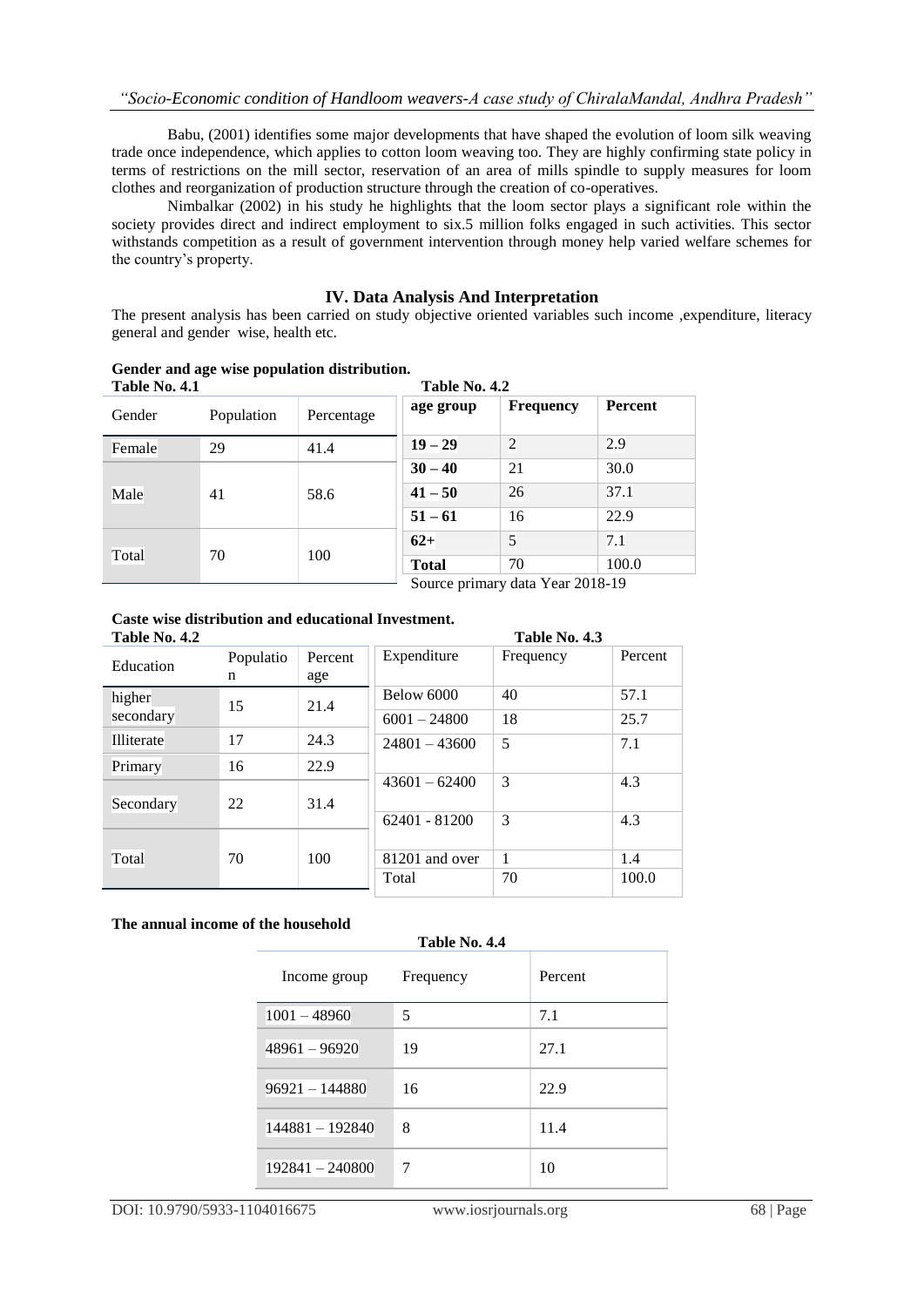Babu, (2001) identifies some major developments that have shaped the evolution of loom silk weaving trade once independence, which applies to cotton loom weaving too. They are highly confirming state policy in terms of restrictions on the mill sector, reservation of an area of mills spindle to supply measures for loom clothes and reorganization of production structure through the creation of co-operatives.

Nimbalkar (2002) in his study he highlights that the loom sector plays a significant role within the society provides direct and indirect employment to six.5 million folks engaged in such activities. This sector withstands competition as a result of government intervention through money help varied welfare schemes for the country's property.

## IV. Data Analysis And Interpretation

The present analysis has been carried on study objective oriented variables such income ,expenditure, literacy general and gender wise, health etc.

**Gender and age wise population distribution.**

**Table No. 4.1**

| Gender | Population | Percentage |
|---|---|---|
| Female | 29 | 41.4 |
| Male | 41 | 58.6 |
| Total | 70 | 100 |

**Table No. 4.2**

| age group | Frequency | Percent |
|---|---|---|
| **19 – 29** | 2 | 2.9 |
| **30 – 40** | 21 | 30.0 |
| **41 – 50** | 26 | 37.1 |
| **51 – 61** | 16 | 22.9 |
| **62+** | 5 | 7.1 |
| **Total** | 70 | 100.0 |

Source primary data Year 2018-19

**Caste wise distribution and educational Investment.**

**Table No. 4.2**

| Education | Population | Percentage |
|---|---|---|
| higher secondary | 15 | 21.4 |
| Illiterate | 17 | 24.3 |
| Primary | 16 | 22.9 |
| Secondary | 22 | 31.4 |
| Total | 70 | 100 |

**Table No. 4.3**

| Expenditure | Frequency | Percent |
|---|---|---|
| Below 6000 | 40 | 57.1 |
| 6001 – 24800 | 18 | 25.7 |
| 24801 – 43600 | 5 | 7.1 |
| 43601 – 62400 | 3 | 4.3 |
| 62401 - 81200 | 3 | 4.3 |
| 81201 and over | 1 | 1.4 |
| Total | 70 | 100.0 |

**The annual income of the household**

**Table No. 4.4**

| Income group | Frequency | Percent |
|---|---|---|
| 1001 – 48960 | 5 | 7.1 |
| 48961 – 96920 | 19 | 27.1 |
| 96921 – 144880 | 16 | 22.9 |
| 144881 – 192840 | 8 | 11.4 |
| 192841 – 240800 | 7 | 10 |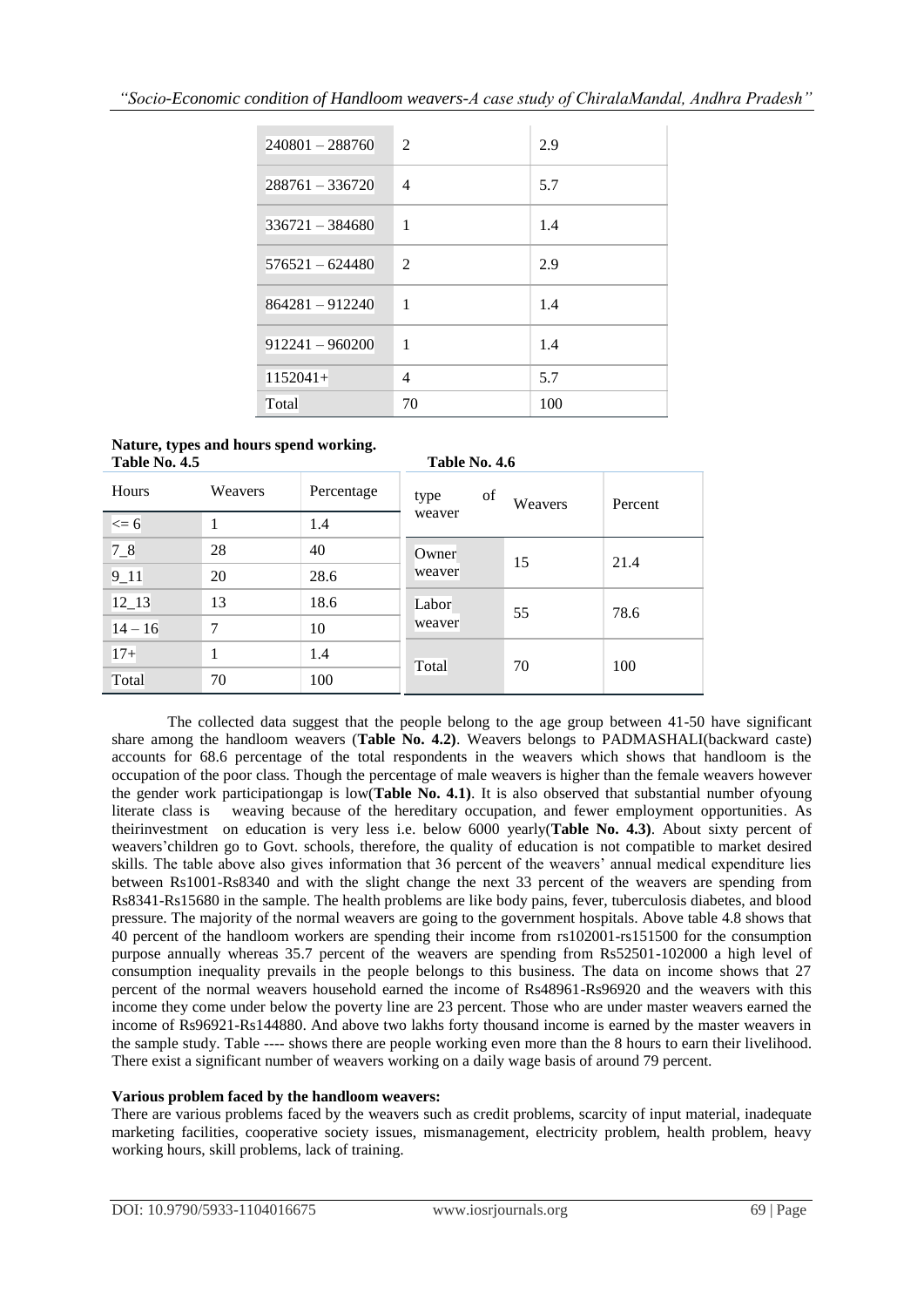| 240801 – 288760 | 2 | 2.9 |
|---|---|---|
| 288761 – 336720 | 4 | 5.7 |
| 336721 – 384680 | 1 | 1.4 |
| 576521 – 624480 | 2 | 2.9 |
| 864281 – 912240 | 1 | 1.4 |
| 912241 – 960200 | 1 | 1.4 |
| 1152041+ | 4 | 5.7 |
| Total | 70 | 100 |

**Nature, types and hours spend working.**

**Table No. 4.5**

| Hours | Weavers | Percentage |
|---|---|---|
| <= 6 | 1 | 1.4 |
| 7_8 | 28 | 40 |
| 9_11 | 20 | 28.6 |
| 12_13 | 13 | 18.6 |
| 14 – 16 | 7 | 10 |
| 17+ | 1 | 1.4 |
| Total | 70 | 100 |

**Table No. 4.6**

| type of weaver | Weavers | Percent |
|---|---|---|
| Owner weaver | 15 | 21.4 |
| Labor weaver | 55 | 78.6 |
| Total | 70 | 100 |

The collected data suggest that the people belong to the age group between 41-50 have significant share among the handloom weavers (**Table No. 4.2**). Weavers belongs to PADMASHALI(backward caste) accounts for 68.6 percentage of the total respondents in the weavers which shows that handloom is the occupation of the poor class. Though the percentage of male weavers is higher than the female weavers however the gender work participationgap is low(**Table No. 4.1**). It is also observed that substantial number ofyoung literate class is weaving because of the hereditary occupation, and fewer employment opportunities. As theirinvestment on education is very less i.e. below 6000 yearly(**Table No. 4.3**). About sixty percent of weavers'children go to Govt. schools, therefore, the quality of education is not compatible to market desired skills. The table above also gives information that 36 percent of the weavers' annual medical expenditure lies between Rs1001-Rs8340 and with the slight change the next 33 percent of the weavers are spending from Rs8341-Rs15680 in the sample. The health problems are like body pains, fever, tuberculosis diabetes, and blood pressure. The majority of the normal weavers are going to the government hospitals. Above table 4.8 shows that 40 percent of the handloom workers are spending their income from rs102001-rs151500 for the consumption purpose annually whereas 35.7 percent of the weavers are spending from Rs52501-102000 a high level of consumption inequality prevails in the people belongs to this business. The data on income shows that 27 percent of the normal weavers household earned the income of Rs48961-Rs96920 and the weavers with this income they come under below the poverty line are 23 percent. Those who are under master weavers earned the income of Rs96921-Rs144880. And above two lakhs forty thousand income is earned by the master weavers in the sample study. Table ---- shows there are people working even more than the 8 hours to earn their livelihood. There exist a significant number of weavers working on a daily wage basis of around 79 percent.

**Various problem faced by the handloom weavers:**

There are various problems faced by the weavers such as credit problems, scarcity of input material, inadequate marketing facilities, cooperative society issues, mismanagement, electricity problem, health problem, heavy working hours, skill problems, lack of training.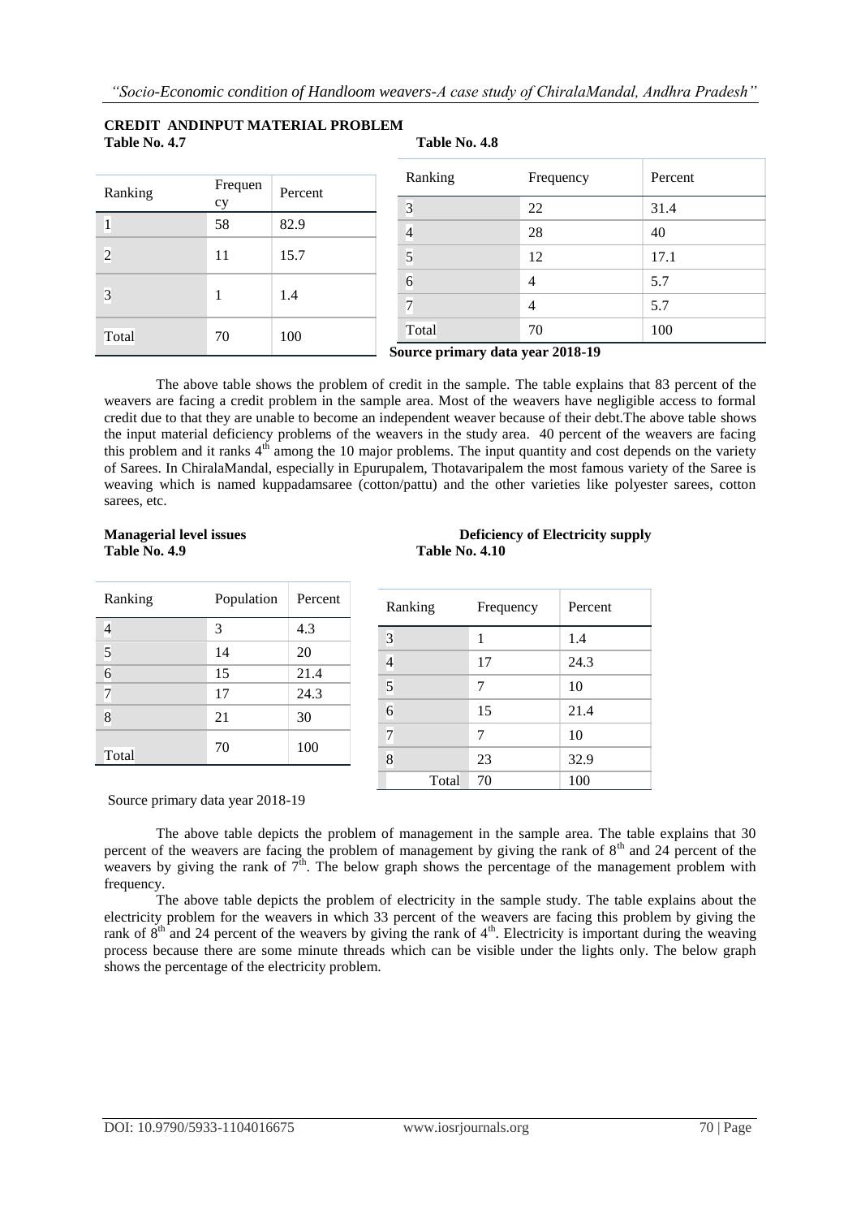**CREDIT ANDINPUT MATERIAL PROBLEM**

**Table No. 4.7**

| Ranking | Frequency | Percent |
|---|---|---|
| 1 | 58 | 82.9 |
| 2 | 11 | 15.7 |
| 3 | 1 | 1.4 |
| Total | 70 | 100 |

**Table No. 4.8**

| Ranking | Frequency | Percent |
|---|---|---|
| 3 | 22 | 31.4 |
| 4 | 28 | 40 |
| 5 | 12 | 17.1 |
| 6 | 4 | 5.7 |
| 7 | 4 | 5.7 |
| Total | 70 | 100 |

**Source primary data year 2018-19**

The above table shows the problem of credit in the sample. The table explains that 83 percent of the weavers are facing a credit problem in the sample area. Most of the weavers have negligible access to formal credit due to that they are unable to become an independent weaver because of their debt.The above table shows the input material deficiency problems of the weavers in the study area. 40 percent of the weavers are facing this problem and it ranks 4th among the 10 major problems. The input quantity and cost depends on the variety of Sarees. In ChiralaMandal, especially in Epurupalem, Thotavaripalem the most famous variety of the Saree is weaving which is named kuppadamsaree (cotton/pattu) and the other varieties like polyester sarees, cotton sarees, etc.

**Managerial level issues**

**Table No. 4.9**

| Ranking | Population | Percent |
|---|---|---|
| 4 | 3 | 4.3 |
| 5 | 14 | 20 |
| 6 | 15 | 21.4 |
| 7 | 17 | 24.3 |
| 8 | 21 | 30 |
| Total | 70 | 100 |

**Deficiency of Electricity supply**

**Table No. 4.10**

| Ranking | Frequency | Percent |
|---|---|---|
| 3 | 1 | 1.4 |
| 4 | 17 | 24.3 |
| 5 | 7 | 10 |
| 6 | 15 | 21.4 |
| 7 | 7 | 10 |
| 8 | 23 | 32.9 |
| Total | 70 | 100 |

Source primary data year 2018-19

The above table depicts the problem of management in the sample area. The table explains that 30 percent of the weavers are facing the problem of management by giving the rank of 8th and 24 percent of the weavers by giving the rank of 7th. The below graph shows the percentage of the management problem with frequency.

The above table depicts the problem of electricity in the sample study. The table explains about the electricity problem for the weavers in which 33 percent of the weavers are facing this problem by giving the rank of 8th and 24 percent of the weavers by giving the rank of 4th. Electricity is important during the weaving process because there are some minute threads which can be visible under the lights only. The below graph shows the percentage of the electricity problem.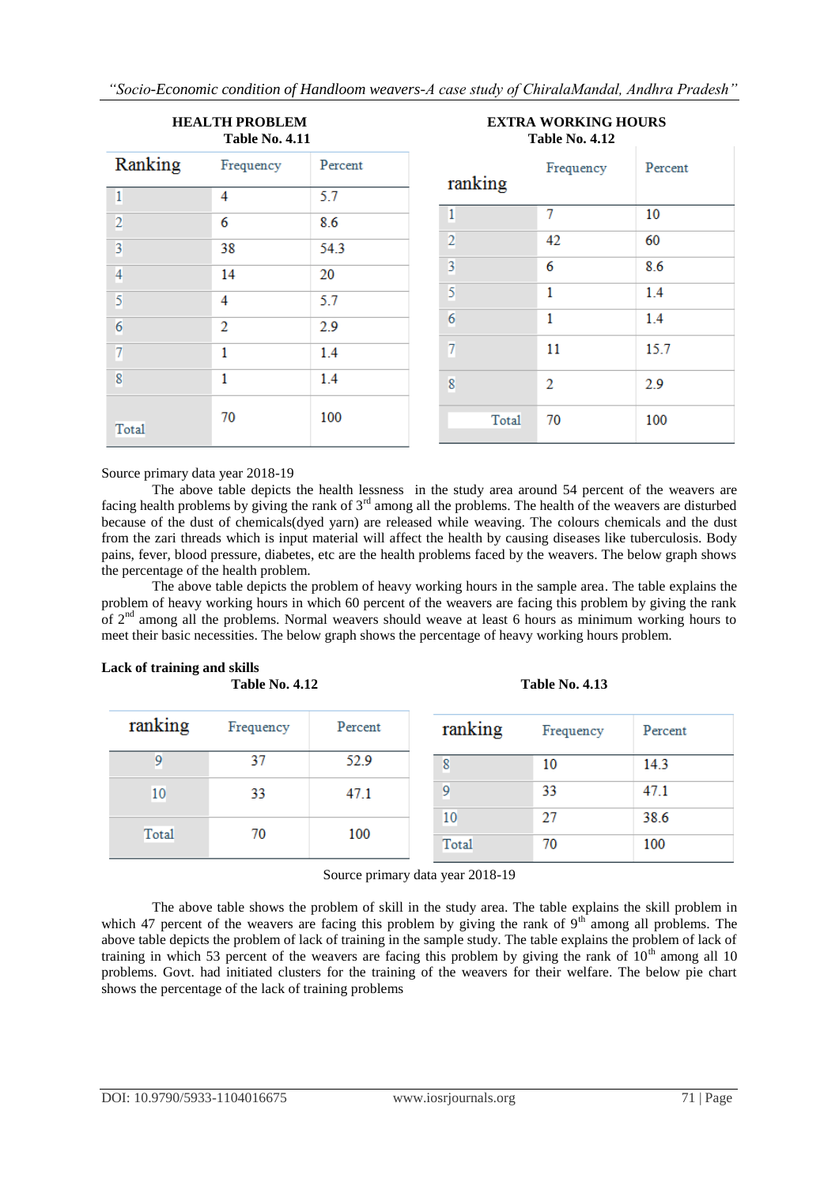**HEALTH PROBLEM**
**Table No. 4.11**

| Ranking | Frequency | Percent |
|---|---|---|
| 1 | 4 | 5.7 |
| 2 | 6 | 8.6 |
| 3 | 38 | 54.3 |
| 4 | 14 | 20 |
| 5 | 4 | 5.7 |
| 6 | 2 | 2.9 |
| 7 | 1 | 1.4 |
| 8 | 1 | 1.4 |
| Total | 70 | 100 |

**EXTRA WORKING HOURS**
**Table No. 4.12**

| ranking | Frequency | Percent |
|---|---|---|
| 1 | 7 | 10 |
| 2 | 42 | 60 |
| 3 | 6 | 8.6 |
| 5 | 1 | 1.4 |
| 6 | 1 | 1.4 |
| 7 | 11 | 15.7 |
| 8 | 2 | 2.9 |
| Total | 70 | 100 |

Source primary data year 2018-19

The above table depicts the health lessness in the study area around 54 percent of the weavers are facing health problems by giving the rank of 3rd among all the problems. The health of the weavers are disturbed because of the dust of chemicals(dyed yarn) are released while weaving. The colours chemicals and the dust from the zari threads which is input material will affect the health by causing diseases like tuberculosis. Body pains, fever, blood pressure, diabetes, etc are the health problems faced by the weavers. The below graph shows the percentage of the health problem.

The above table depicts the problem of heavy working hours in the sample area. The table explains the problem of heavy working hours in which 60 percent of the weavers are facing this problem by giving the rank of 2nd among all the problems. Normal weavers should weave at least 6 hours as minimum working hours to meet their basic necessities. The below graph shows the percentage of heavy working hours problem.

**Lack of training and skills**

**Table No. 4.12**

| ranking | Frequency | Percent |
|---|---|---|
| 9 | 37 | 52.9 |
| 10 | 33 | 47.1 |
| Total | 70 | 100 |

**Table No. 4.13**

| ranking | Frequency | Percent |
|---|---|---|
| 8 | 10 | 14.3 |
| 9 | 33 | 47.1 |
| 10 | 27 | 38.6 |
| Total | 70 | 100 |

Source primary data year 2018-19

The above table shows the problem of skill in the study area. The table explains the skill problem in which 47 percent of the weavers are facing this problem by giving the rank of 9th among all problems. The above table depicts the problem of lack of training in the sample study. The table explains the problem of lack of training in which 53 percent of the weavers are facing this problem by giving the rank of 10th among all 10 problems. Govt. had initiated clusters for the training of the weavers for their welfare. The below pie chart shows the percentage of the lack of training problems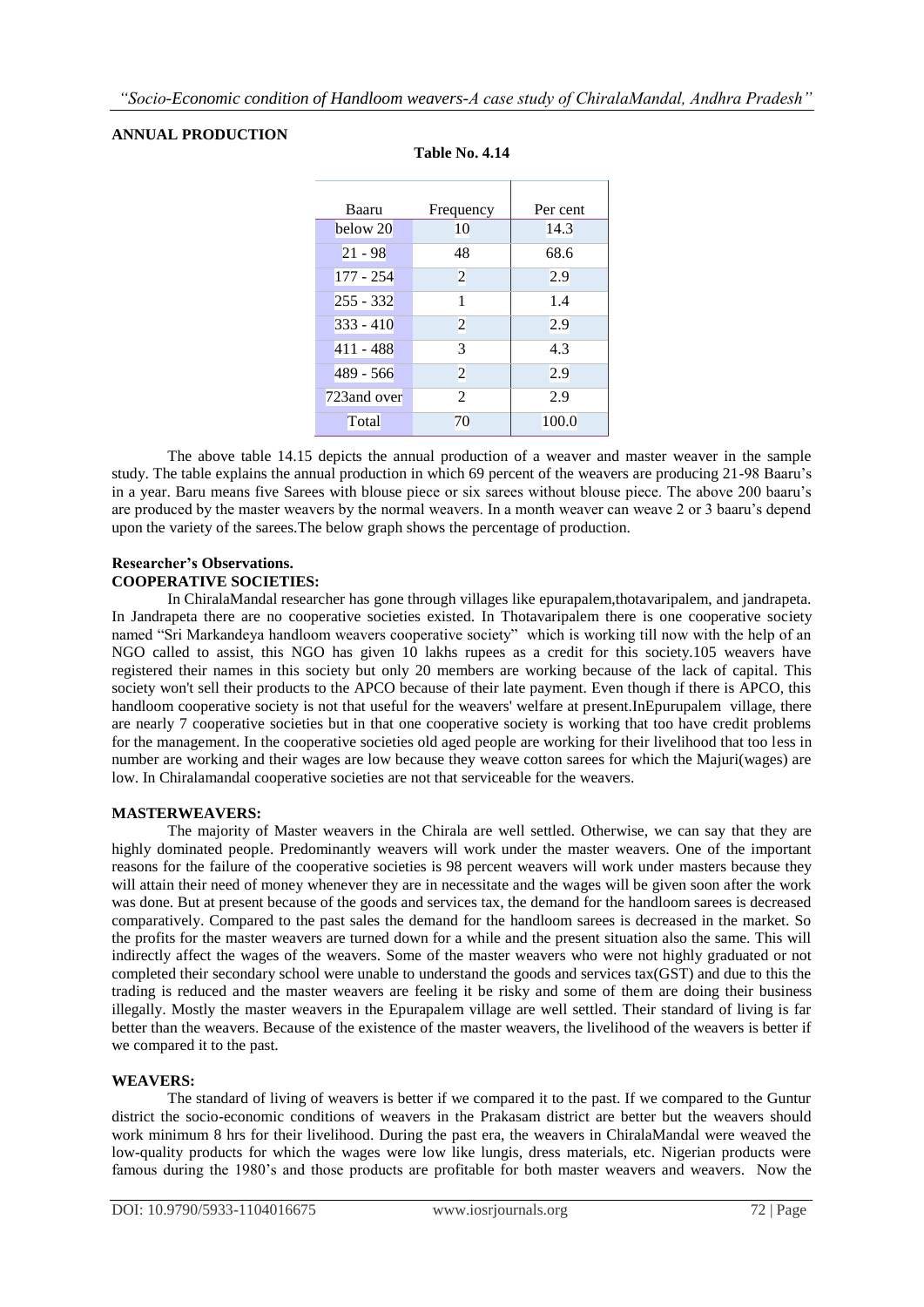**ANNUAL PRODUCTION**

**Table No. 4.14**

| Baaru | Frequency | Per cent |
|---|---|---|
| below 20 | 10 | 14.3 |
| 21 - 98 | 48 | 68.6 |
| 177 - 254 | 2 | 2.9 |
| 255 - 332 | 1 | 1.4 |
| 333 - 410 | 2 | 2.9 |
| 411 - 488 | 3 | 4.3 |
| 489 - 566 | 2 | 2.9 |
| 723and over | 2 | 2.9 |
| Total | 70 | 100.0 |

The above table 14.15 depicts the annual production of a weaver and master weaver in the sample study. The table explains the annual production in which 69 percent of the weavers are producing 21-98 Baaru's in a year. Baru means five Sarees with blouse piece or six sarees without blouse piece. The above 200 baaru's are produced by the master weavers by the normal weavers. In a month weaver can weave 2 or 3 baaru's depend upon the variety of the sarees.The below graph shows the percentage of production.

**Researcher's Observations.**
**COOPERATIVE SOCIETIES:**

In ChiralaMandal researcher has gone through villages like epurapalem,thotavaripalem, and jandrapeta. In Jandrapeta there are no cooperative societies existed. In Thotavaripalem there is one cooperative society named "Sri Markandeya handloom weavers cooperative society" which is working till now with the help of an NGO called to assist, this NGO has given 10 lakhs rupees as a credit for this society.105 weavers have registered their names in this society but only 20 members are working because of the lack of capital. This society won't sell their products to the APCO because of their late payment. Even though if there is APCO, this handloom cooperative society is not that useful for the weavers' welfare at present.InEpurupalem village, there are nearly 7 cooperative societies but in that one cooperative society is working that too have credit problems for the management. In the cooperative societies old aged people are working for their livelihood that too less in number are working and their wages are low because they weave cotton sarees for which the Majuri(wages) are low. In Chiralamandal cooperative societies are not that serviceable for the weavers.

**MASTERWEAVERS:**

The majority of Master weavers in the Chirala are well settled. Otherwise, we can say that they are highly dominated people. Predominantly weavers will work under the master weavers. One of the important reasons for the failure of the cooperative societies is 98 percent weavers will work under masters because they will attain their need of money whenever they are in necessitate and the wages will be given soon after the work was done. But at present because of the goods and services tax, the demand for the handloom sarees is decreased comparatively. Compared to the past sales the demand for the handloom sarees is decreased in the market. So the profits for the master weavers are turned down for a while and the present situation also the same. This will indirectly affect the wages of the weavers. Some of the master weavers who were not highly graduated or not completed their secondary school were unable to understand the goods and services tax(GST) and due to this the trading is reduced and the master weavers are feeling it be risky and some of them are doing their business illegally. Mostly the master weavers in the Epurapalem village are well settled. Their standard of living is far better than the weavers. Because of the existence of the master weavers, the livelihood of the weavers is better if we compared it to the past.

**WEAVERS:**

The standard of living of weavers is better if we compared it to the past. If we compared to the Guntur district the socio-economic conditions of weavers in the Prakasam district are better but the weavers should work minimum 8 hrs for their livelihood. During the past era, the weavers in ChiralaMandal were weaved the low-quality products for which the wages were low like lungis, dress materials, etc. Nigerian products were famous during the 1980's and those products are profitable for both master weavers and weavers. Now the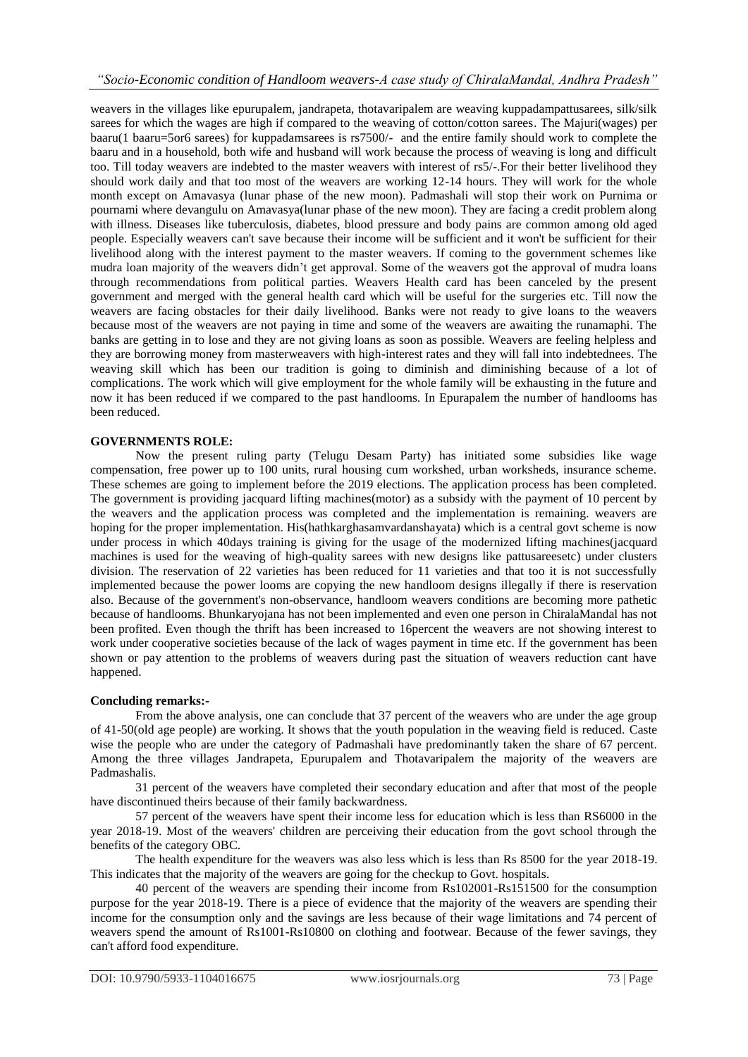weavers in the villages like epurupalem, jandrapeta, thotavaripalem are weaving kuppadampattusarees, silk/silk sarees for which the wages are high if compared to the weaving of cotton/cotton sarees. The Majuri(wages) per baaru(1 baaru=5or6 sarees) for kuppadamsarees is rs7500/- and the entire family should work to complete the baaru and in a household, both wife and husband will work because the process of weaving is long and difficult too. Till today weavers are indebted to the master weavers with interest of rs5/-.For their better livelihood they should work daily and that too most of the weavers are working 12-14 hours. They will work for the whole month except on Amavasya (lunar phase of the new moon). Padmashali will stop their work on Purnima or pournami where devangulu on Amavasya(lunar phase of the new moon). They are facing a credit problem along with illness. Diseases like tuberculosis, diabetes, blood pressure and body pains are common among old aged people. Especially weavers can't save because their income will be sufficient and it won't be sufficient for their livelihood along with the interest payment to the master weavers. If coming to the government schemes like mudra loan majority of the weavers didn't get approval. Some of the weavers got the approval of mudra loans through recommendations from political parties. Weavers Health card has been canceled by the present government and merged with the general health card which will be useful for the surgeries etc. Till now the weavers are facing obstacles for their daily livelihood. Banks were not ready to give loans to the weavers because most of the weavers are not paying in time and some of the weavers are awaiting the runamaphi. The banks are getting in to lose and they are not giving loans as soon as possible. Weavers are feeling helpless and they are borrowing money from masterweavers with high-interest rates and they will fall into indebtednees. The weaving skill which has been our tradition is going to diminish and diminishing because of a lot of complications. The work which will give employment for the whole family will be exhausting in the future and now it has been reduced if we compared to the past handlooms. In Epurapalem the number of handlooms has been reduced.

**GOVERNMENTS ROLE:**

Now the present ruling party (Telugu Desam Party) has initiated some subsidies like wage compensation, free power up to 100 units, rural housing cum workshed, urban worksheds, insurance scheme. These schemes are going to implement before the 2019 elections. The application process has been completed. The government is providing jacquard lifting machines(motor) as a subsidy with the payment of 10 percent by the weavers and the application process was completed and the implementation is remaining. weavers are hoping for the proper implementation. His(hathkarghasamvardanshayata) which is a central govt scheme is now under process in which 40days training is giving for the usage of the modernized lifting machines(jacquard machines is used for the weaving of high-quality sarees with new designs like pattusareesetc) under clusters division. The reservation of 22 varieties has been reduced for 11 varieties and that too it is not successfully implemented because the power looms are copying the new handloom designs illegally if there is reservation also. Because of the government's non-observance, handloom weavers conditions are becoming more pathetic because of handlooms. Bhunkaryojana has not been implemented and even one person in ChiralaMandal has not been profited. Even though the thrift has been increased to 16percent the weavers are not showing interest to work under cooperative societies because of the lack of wages payment in time etc. If the government has been shown or pay attention to the problems of weavers during past the situation of weavers reduction cant have happened.

**Concluding remarks:-**

From the above analysis, one can conclude that 37 percent of the weavers who are under the age group of 41-50(old age people) are working. It shows that the youth population in the weaving field is reduced. Caste wise the people who are under the category of Padmashali have predominantly taken the share of 67 percent. Among the three villages Jandrapeta, Epurupalem and Thotavaripalem the majority of the weavers are Padmashalis.

31 percent of the weavers have completed their secondary education and after that most of the people have discontinued theirs because of their family backwardness.

57 percent of the weavers have spent their income less for education which is less than RS6000 in the year 2018-19. Most of the weavers' children are perceiving their education from the govt school through the benefits of the category OBC.

The health expenditure for the weavers was also less which is less than Rs 8500 for the year 2018-19. This indicates that the majority of the weavers are going for the checkup to Govt. hospitals.

40 percent of the weavers are spending their income from Rs102001-Rs151500 for the consumption purpose for the year 2018-19. There is a piece of evidence that the majority of the weavers are spending their income for the consumption only and the savings are less because of their wage limitations and 74 percent of weavers spend the amount of Rs1001-Rs10800 on clothing and footwear. Because of the fewer savings, they can't afford food expenditure.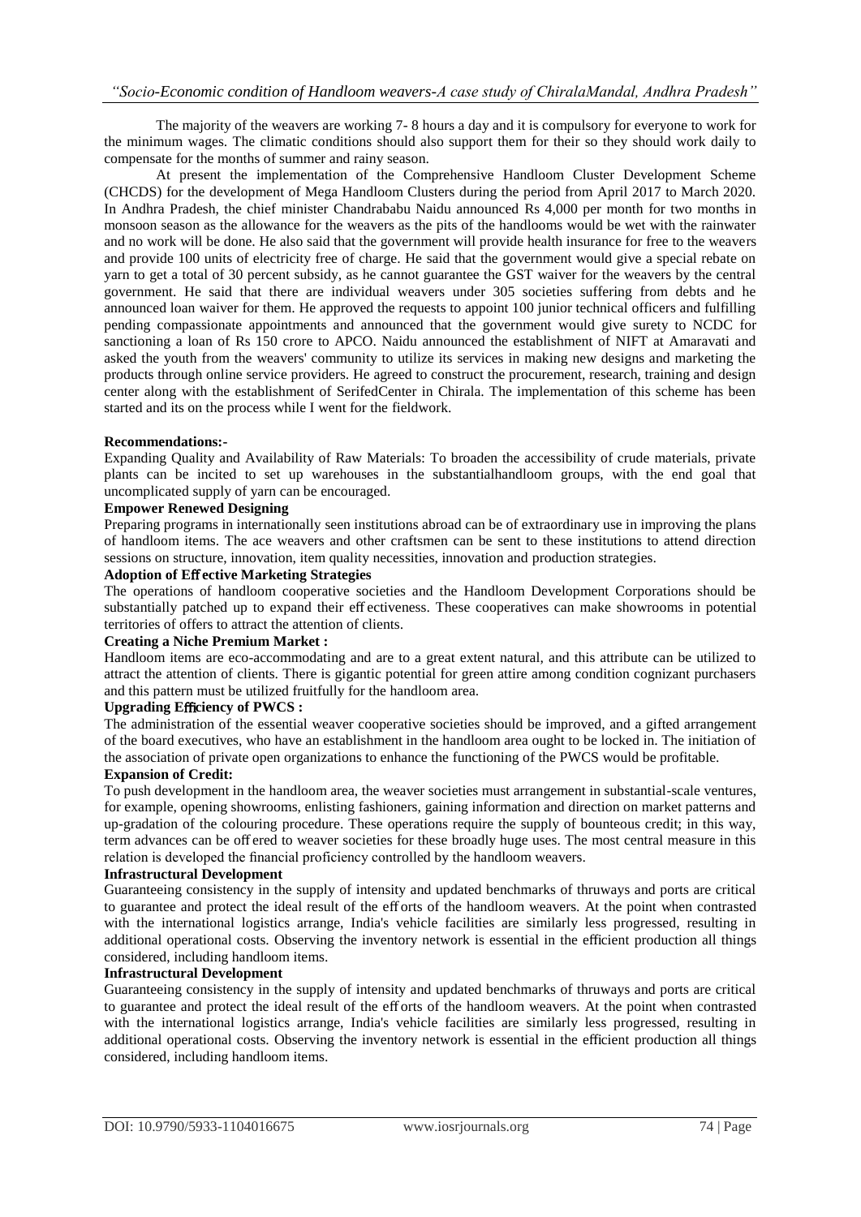The majority of the weavers are working 7- 8 hours a day and it is compulsory for everyone to work for the minimum wages. The climatic conditions should also support them for their so they should work daily to compensate for the months of summer and rainy season.

At present the implementation of the Comprehensive Handloom Cluster Development Scheme (CHCDS) for the development of Mega Handloom Clusters during the period from April 2017 to March 2020. In Andhra Pradesh, the chief minister Chandrababu Naidu announced Rs 4,000 per month for two months in monsoon season as the allowance for the weavers as the pits of the handlooms would be wet with the rainwater and no work will be done. He also said that the government will provide health insurance for free to the weavers and provide 100 units of electricity free of charge. He said that the government would give a special rebate on yarn to get a total of 30 percent subsidy, as he cannot guarantee the GST waiver for the weavers by the central government. He said that there are individual weavers under 305 societies suffering from debts and he announced loan waiver for them. He approved the requests to appoint 100 junior technical officers and fulfilling pending compassionate appointments and announced that the government would give surety to NCDC for sanctioning a loan of Rs 150 crore to APCO. Naidu announced the establishment of NIFT at Amaravati and asked the youth from the weavers' community to utilize its services in making new designs and marketing the products through online service providers. He agreed to construct the procurement, research, training and design center along with the establishment of SerifedCenter in Chirala. The implementation of this scheme has been started and its on the process while I went for the fieldwork.

**Recommendations:-**

Expanding Quality and Availability of Raw Materials: To broaden the accessibility of crude materials, private plants can be incited to set up warehouses in the substantialhandloom groups, with the end goal that uncomplicated supply of yarn can be encouraged.

**Empower Renewed Designing**

Preparing programs in internationally seen institutions abroad can be of extraordinary use in improving the plans of handloom items. The ace weavers and other craftsmen can be sent to these institutions to attend direction sessions on structure, innovation, item quality necessities, innovation and production strategies.

**Adoption of Effective Marketing Strategies**

The operations of handloom cooperative societies and the Handloom Development Corporations should be substantially patched up to expand their effectiveness. These cooperatives can make showrooms in potential territories of offers to attract the attention of clients.

**Creating a Niche Premium Market :**

Handloom items are eco-accommodating and are to a great extent natural, and this attribute can be utilized to attract the attention of clients. There is gigantic potential for green attire among condition cognizant purchasers and this pattern must be utilized fruitfully for the handloom area.

**Upgrading Efficiency of PWCS :**

The administration of the essential weaver cooperative societies should be improved, and a gifted arrangement of the board executives, who have an establishment in the handloom area ought to be locked in. The initiation of the association of private open organizations to enhance the functioning of the PWCS would be profitable.

**Expansion of Credit:**

To push development in the handloom area, the weaver societies must arrangement in substantial-scale ventures, for example, opening showrooms, enlisting fashioners, gaining information and direction on market patterns and up-gradation of the colouring procedure. These operations require the supply of bounteous credit; in this way, term advances can be offered to weaver societies for these broadly huge uses. The most central measure in this relation is developed the financial proficiency controlled by the handloom weavers.

**Infrastructural Development**

Guaranteeing consistency in the supply of intensity and updated benchmarks of thruways and ports are critical to guarantee and protect the ideal result of the efforts of the handloom weavers. At the point when contrasted with the international logistics arrange, India's vehicle facilities are similarly less progressed, resulting in additional operational costs. Observing the inventory network is essential in the efficient production all things considered, including handloom items.

**Infrastructural Development**

Guaranteeing consistency in the supply of intensity and updated benchmarks of thruways and ports are critical to guarantee and protect the ideal result of the efforts of the handloom weavers. At the point when contrasted with the international logistics arrange, India's vehicle facilities are similarly less progressed, resulting in additional operational costs. Observing the inventory network is essential in the efficient production all things considered, including handloom items.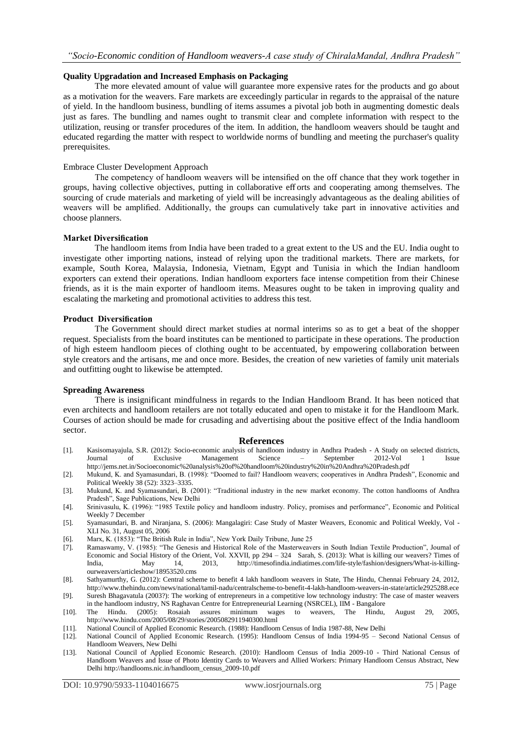**Quality Upgradation and Increased Emphasis on Packaging**

The more elevated amount of value will guarantee more expensive rates for the products and go about as a motivation for the weavers. Fare markets are exceedingly particular in regards to the appraisal of the nature of yield. In the handloom business, bundling of items assumes a pivotal job both in augmenting domestic deals just as fares. The bundling and names ought to transmit clear and complete information with respect to the utilization, reusing or transfer procedures of the item. In addition, the handloom weavers should be taught and educated regarding the matter with respect to worldwide norms of bundling and meeting the purchaser's quality prerequisites.

Embrace Cluster Development Approach

The competency of handloom weavers will be intensified on the off chance that they work together in groups, having collective objectives, putting in collaborative eff orts and cooperating among themselves. The sourcing of crude materials and marketing of yield will be increasingly advantageous as the dealing abilities of weavers will be amplified. Additionally, the groups can cumulatively take part in innovative activities and choose planners.

**Market Diversification**

The handloom items from India have been traded to a great extent to the US and the EU. India ought to investigate other importing nations, instead of relying upon the traditional markets. There are markets, for example, South Korea, Malaysia, Indonesia, Vietnam, Egypt and Tunisia in which the Indian handloom exporters can extend their operations. Indian handloom exporters face intense competition from their Chinese friends, as it is the main exporter of handloom items. Measures ought to be taken in improving quality and escalating the marketing and promotional activities to address this test.

**Product Diversification**

The Government should direct market studies at normal interims so as to get a beat of the shopper request. Specialists from the board institutes can be mentioned to participate in these operations. The production of high esteem handloom pieces of clothing ought to be accentuated, by empowering collaboration between style creators and the artisans, me and once more. Besides, the creation of new varieties of family unit materials and outfitting ought to likewise be attempted.

**Spreading Awareness**

There is insignificant mindfulness in regards to the Indian Handloom Brand. It has been noticed that even architects and handloom retailers are not totally educated and open to mistake it for the Handloom Mark. Courses of action should be made for crusading and advertising about the positive effect of the India handloom sector.

## References

[1]. Kasisomayajula, S.R. (2012): Socio-economic analysis of handloom industry in Andhra Pradesh - A Study on selected districts, Journal of Exclusive Management Science – September 2012-Vol 1 Issue http://jems.net.in/Socioeconomic%20analysis%20of%20handloom%20industry%20in%20Andhra%20Pradesh.pdf

[2]. Mukund, K. and Syamasundari, B. (1998): "Doomed to fail? Handloom weavers; cooperatives in Andhra Pradesh", Economic and Political Weekly 38 (52): 3323–3335.

[3]. Mukund, K. and Syamasundari, B. (2001): "Traditional industry in the new market economy. The cotton handlooms of Andhra Pradesh", Sage Publications, New Delhi

[4]. Srinivasulu, K. (1996): "1985 Textile policy and handloom industry. Policy, promises and performance", Economic and Political Weekly 7 December

[5]. Syamasundari, B. and Niranjana, S. (2006): Mangalagiri: Case Study of Master Weavers, Economic and Political Weekly, Vol - XLI No. 31, August 05, 2006

[6]. Marx, K. (1853): "The British Rule in India", New York Daily Tribune, June 25

[7]. Ramaswamy, V. (1985): "The Genesis and Historical Role of the Masterweavers in South Indian Textile Production", Journal of Economic and Social History of the Orient, Vol. XXVII, pp 294 – 324 Sarah, S. (2013): What is killing our weavers? Times of India, May 14, 2013, http://timesofindia.indiatimes.com/life-style/fashion/designers/What-is-killing-ourweavers/articleshow/18953520.cms

[8]. Sathyamurthy, G. (2012): Central scheme to benefit 4 lakh handloom weavers in State, The Hindu, Chennai February 24, 2012, http://www.thehindu.com/news/national/tamil-nadu/centralscheme-to-benefit-4-lakh-handloom-weavers-in-state/article2925288.ece

[9]. Suresh Bhagavatula (2003?): The working of entrepreneurs in a competitive low technology industry: The case of master weavers in the handloom industry, NS Raghavan Centre for Entrepreneurial Learning (NSRCEL), IIM - Bangalore

[10]. The Hindu. (2005): Rosaiah assures minimum wages to weavers, The Hindu, August 29, 2005, http://www.hindu.com/2005/08/29/stories/2005082911940300.html

[11]. National Council of Applied Economic Research. (1988): Handloom Census of India 1987-88, New Delhi

[12]. National Council of Applied Economic Research. (1995): Handloom Census of India 1994-95 – Second National Census of Handloom Weavers, New Delhi

[13]. National Council of Applied Economic Research. (2010): Handloom Census of India 2009-10 - Third National Census of Handloom Weavers and Issue of Photo Identity Cards to Weavers and Allied Workers: Primary Handloom Census Abstract, New Delhi http://handlooms.nic.in/handloom_census_2009-10.pdf